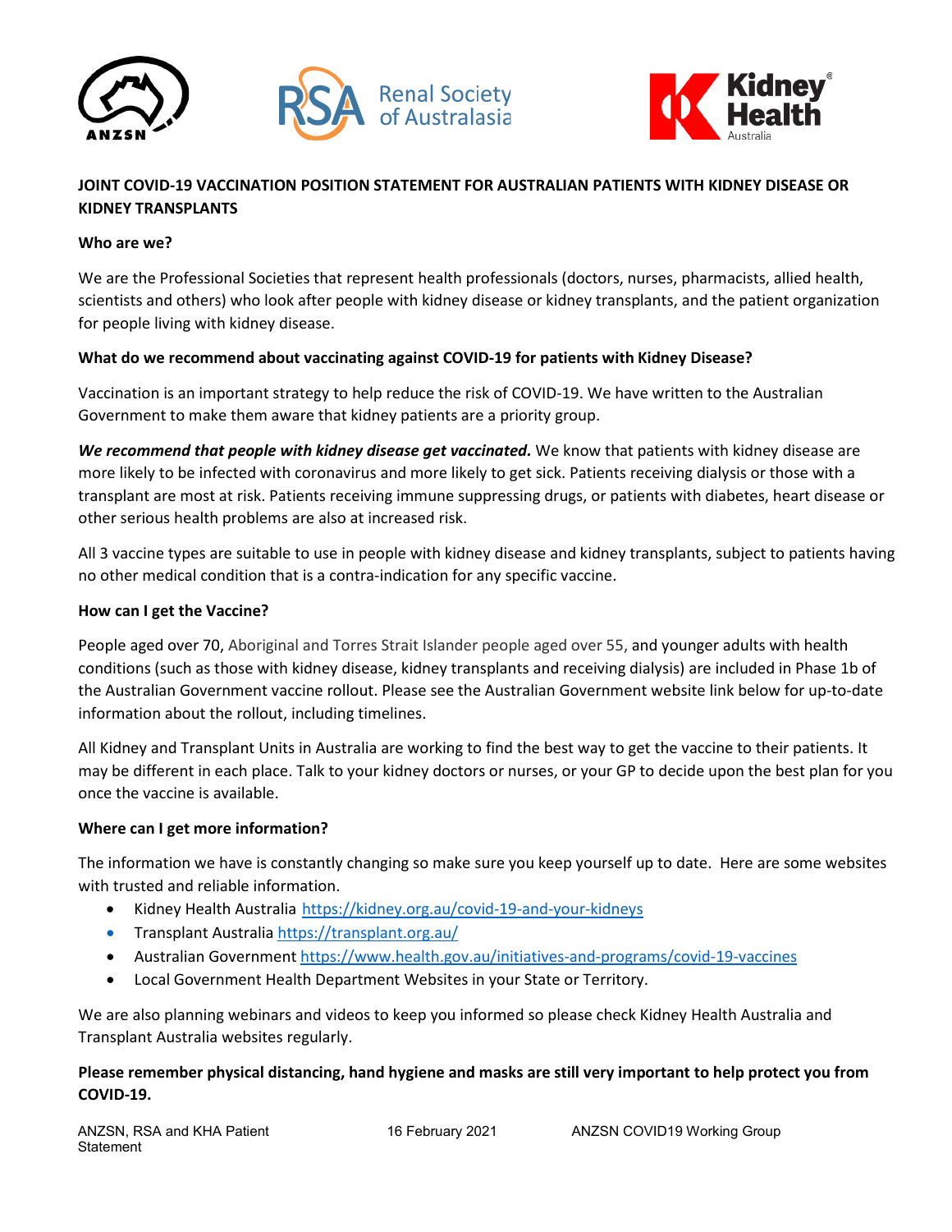# JOINT COVID-19 VACCINATION POSITION STATEMENT FOR AUSTRALIAN PATIENTS WITH KIDNEY DISEASE OR KIDNEY TRANSPLANTS

## Who are we?

We are the Professional Societies that represent health professionals (doctors, nurses, pharmacists, allied health, scientists and others) who look after people with kidney disease or kidney transplants, and the patient organization for people living with kidney disease.

## What do we recommend about vaccinating against COVID-19 for patients with Kidney Disease?

Vaccination is an important strategy to help reduce the risk of COVID-19. We have written to the Australian Government to make them aware that kidney patients are a priority group.

***We recommend that people with kidney disease get vaccinated.*** We know that patients with kidney disease are more likely to be infected with coronavirus and more likely to get sick. Patients receiving dialysis or those with a transplant are most at risk. Patients receiving immune suppressing drugs, or patients with diabetes, heart disease or other serious health problems are also at increased risk.

All 3 vaccine types are suitable to use in people with kidney disease and kidney transplants, subject to patients having no other medical condition that is a contra-indication for any specific vaccine.

## How can I get the Vaccine?

People aged over 70, Aboriginal and Torres Strait Islander people aged over 55, and younger adults with health conditions (such as those with kidney disease, kidney transplants and receiving dialysis) are included in Phase 1b of the Australian Government vaccine rollout. Please see the Australian Government website link below for up-to-date information about the rollout, including timelines.

All Kidney and Transplant Units in Australia are working to find the best way to get the vaccine to their patients. It may be different in each place. Talk to your kidney doctors or nurses, or your GP to decide upon the best plan for you once the vaccine is available.

## Where can I get more information?

The information we have is constantly changing so make sure you keep yourself up to date. Here are some websites with trusted and reliable information.

- Kidney Health Australia https://kidney.org.au/covid-19-and-your-kidneys
- Transplant Australia https://transplant.org.au/
- Australian Government https://www.health.gov.au/initiatives-and-programs/covid-19-vaccines
- Local Government Health Department Websites in your State or Territory.

We are also planning webinars and videos to keep you informed so please check Kidney Health Australia and Transplant Australia websites regularly.

**Please remember physical distancing, hand hygiene and masks are still very important to help protect you from COVID-19.**

ANZSN, RSA and KHA Patient Statement — 16 February 2021 — ANZSN COVID19 Working Group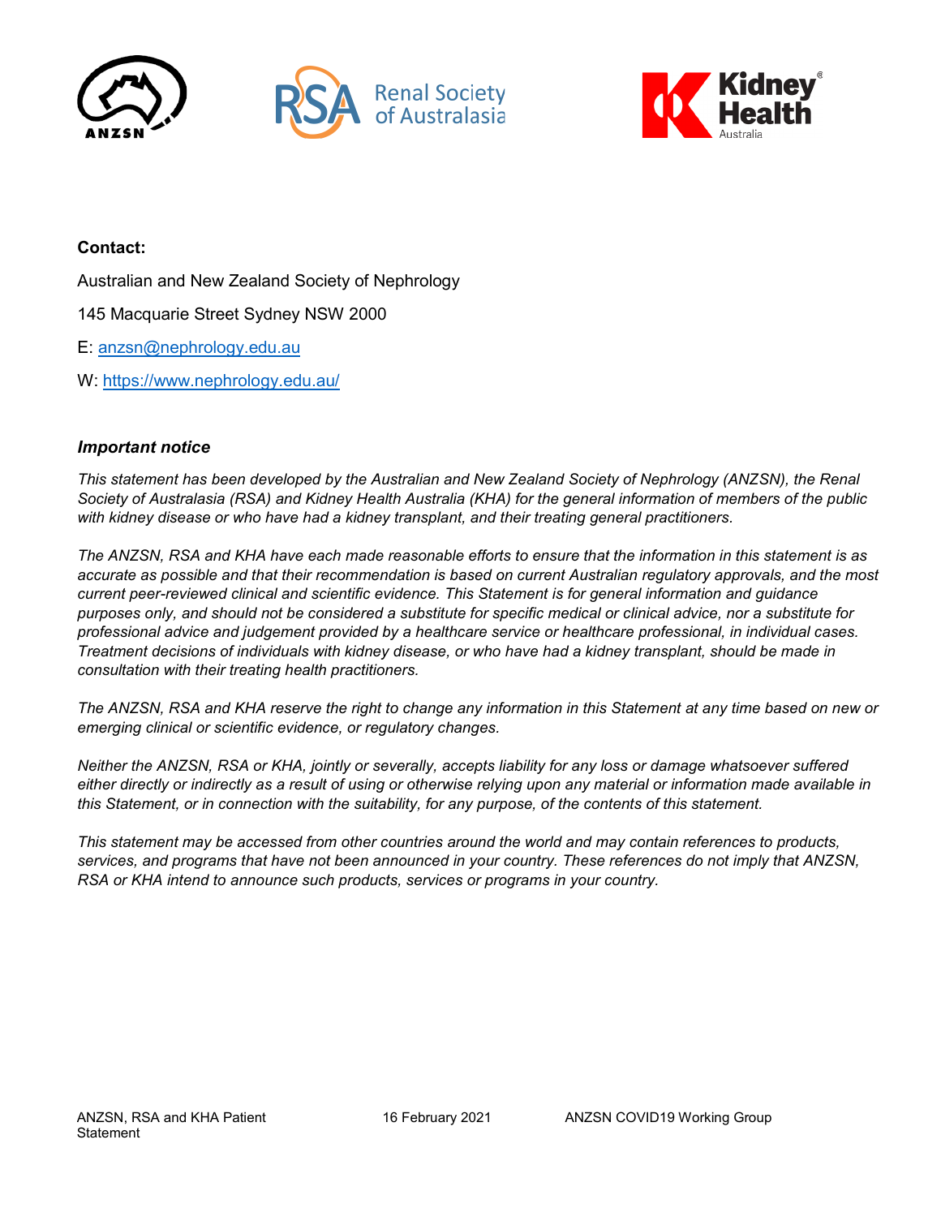**Contact:**

Australian and New Zealand Society of Nephrology

145 Macquarie Street Sydney NSW 2000

E: anzsn@nephrology.edu.au

W: https://www.nephrology.edu.au/

***Important notice***

*This statement has been developed by the Australian and New Zealand Society of Nephrology (ANZSN), the Renal Society of Australasia (RSA) and Kidney Health Australia (KHA) for the general information of members of the public with kidney disease or who have had a kidney transplant, and their treating general practitioners.*

*The ANZSN, RSA and KHA have each made reasonable efforts to ensure that the information in this statement is as accurate as possible and that their recommendation is based on current Australian regulatory approvals, and the most current peer-reviewed clinical and scientific evidence. This Statement is for general information and guidance purposes only, and should not be considered a substitute for specific medical or clinical advice, nor a substitute for professional advice and judgement provided by a healthcare service or healthcare professional, in individual cases. Treatment decisions of individuals with kidney disease, or who have had a kidney transplant, should be made in consultation with their treating health practitioners.*

*The ANZSN, RSA and KHA reserve the right to change any information in this Statement at any time based on new or emerging clinical or scientific evidence, or regulatory changes.*

*Neither the ANZSN, RSA or KHA, jointly or severally, accepts liability for any loss or damage whatsoever suffered either directly or indirectly as a result of using or otherwise relying upon any material or information made available in this Statement, or in connection with the suitability, for any purpose, of the contents of this statement.*

*This statement may be accessed from other countries around the world and may contain references to products, services, and programs that have not been announced in your country. These references do not imply that ANZSN, RSA or KHA intend to announce such products, services or programs in your country.*